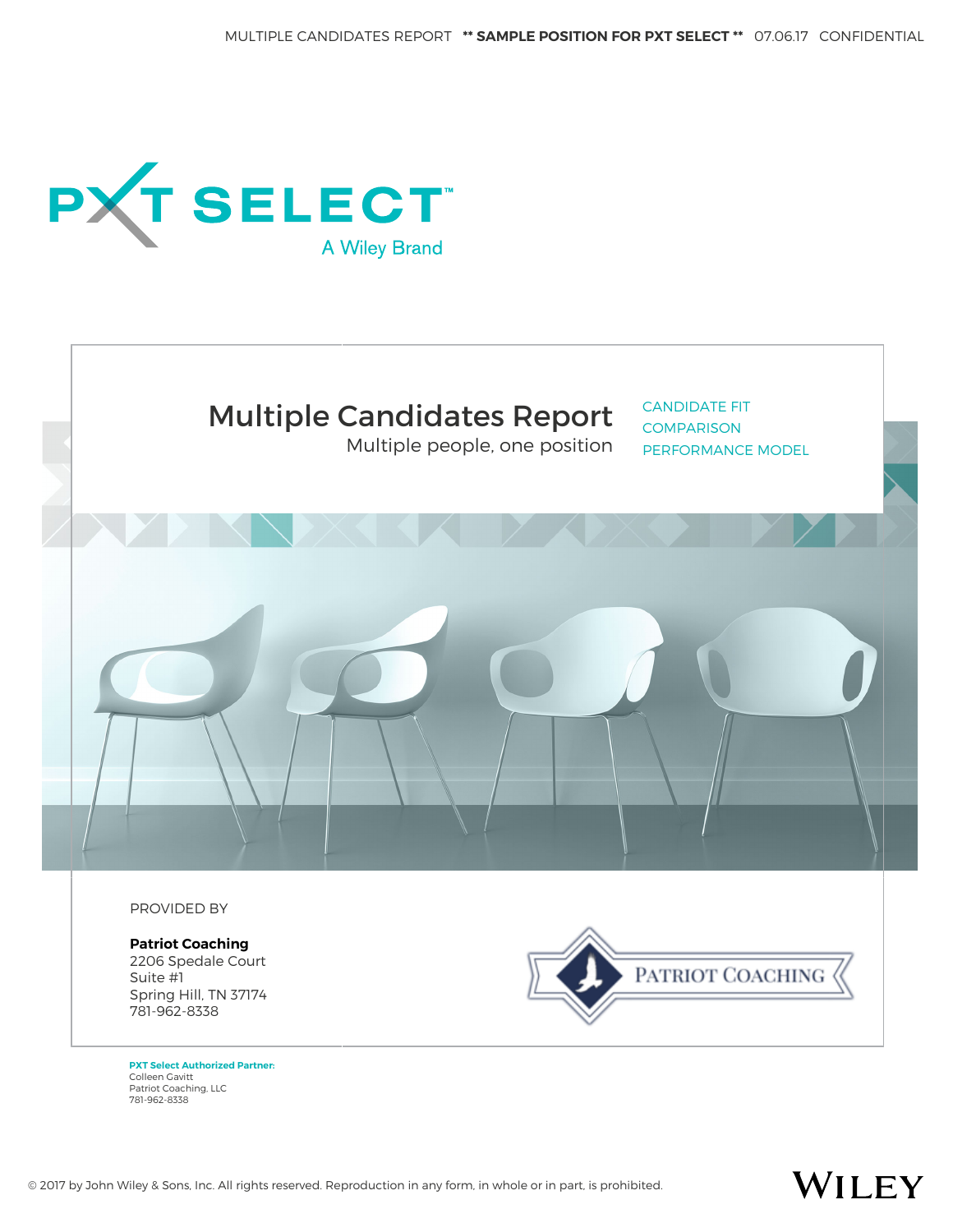MULTIPLE CANDIDATES REPORT **SAMPLE POSITION FOR PXT SELECT** 07.06.17 CONFIDENTIAL

PXT SELECT™

A Wiley Brand

# Multiple Candidates Report

Multiple people, one position

CANDIDATE FIT
COMPARISON
PERFORMANCE MODEL

PROVIDED BY

**Patriot Coaching**
2206 Spedale Court
Suite #1
Spring Hill, TN 37174
781-962-8338

PATRIOT COACHING

**PXT Select Authorized Partner:**
Colleen Gavitt
Patriot Coaching, LLC
781-962-8338

© 2017 by John Wiley & Sons, Inc. All rights reserved. Reproduction in any form, in whole or in part, is prohibited.

WILEY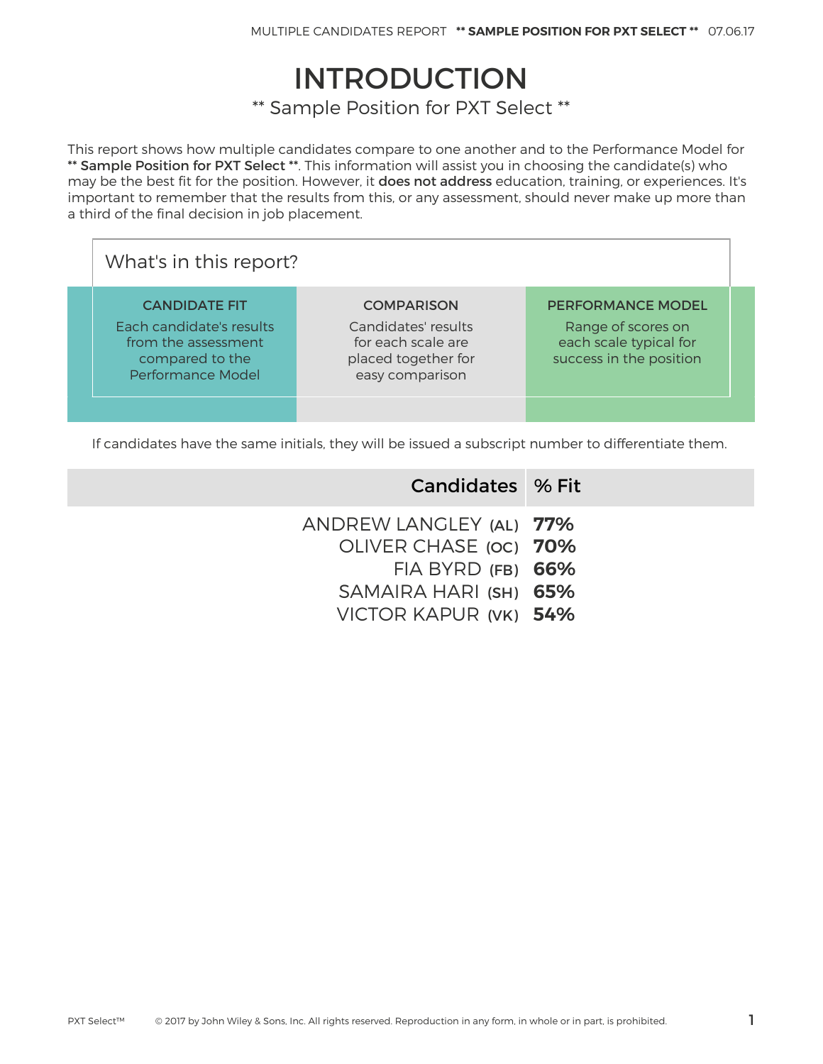# INTRODUCTION

** Sample Position for PXT Select **

This report shows how multiple candidates compare to one another and to the Performance Model for **** Sample Position for PXT Select ****. This information will assist you in choosing the candidate(s) who may be the best fit for the position. However, it **does not address** education, training, or experiences. It's important to remember that the results from this, or any assessment, should never make up more than a third of the final decision in job placement.

## What's in this report?

| CANDIDATE FIT | COMPARISON | PERFORMANCE MODEL |
|---|---|---|
| Each candidate's results from the assessment compared to the Performance Model | Candidates' results for each scale are placed together for easy comparison | Range of scores on each scale typical for success in the position |

If candidates have the same initials, they will be issued a subscript number to differentiate them.

| Candidates | % Fit |
|---|---|
| ANDREW LANGLEY **(AL)** | **77%** |
| OLIVER CHASE **(OC)** | **70%** |
| FIA BYRD **(FB)** | **66%** |
| SAMAIRA HARI **(SH)** | **65%** |
| VICTOR KAPUR **(VK)** | **54%** |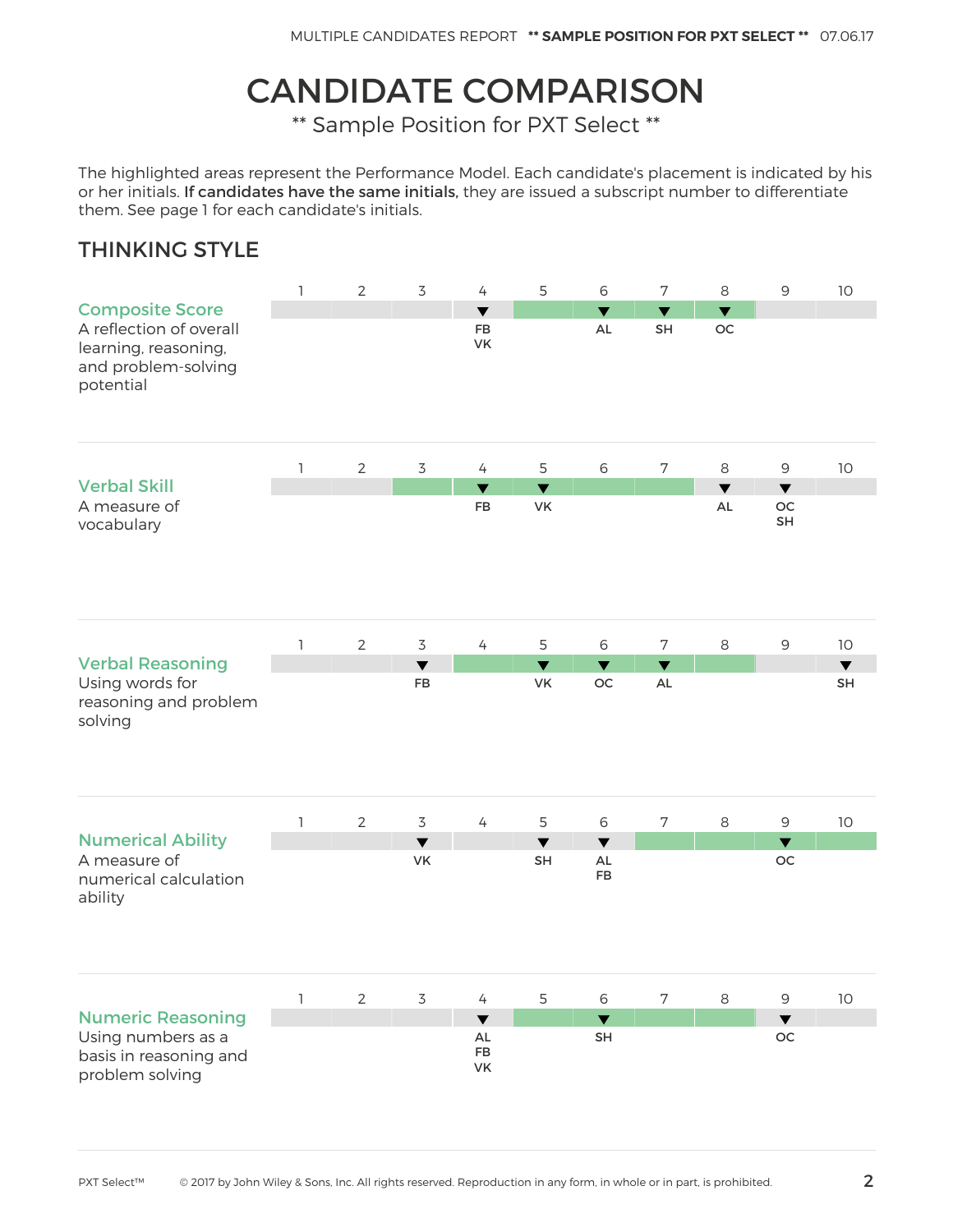# CANDIDATE COMPARISON

** Sample Position for PXT Select **

The highlighted areas represent the Performance Model. Each candidate's placement is indicated by his or her initials. **If candidates have the same initials,** they are issued a subscript number to differentiate them. See page 1 for each candidate's initials.

## THINKING STYLE

| Trait | 1 | 2 | 3 | 4 | 5 | 6 | 7 | 8 | 9 | 10 | Performance Model |
|---|---|---|---|---|---|---|---|---|---|---|---|
| **Composite Score**<br>A reflection of overall learning, reasoning, and problem-solving potential | | | | FB, VK | | AL | SH | OC | | | 5–8 |
| **Verbal Skill**<br>A measure of vocabulary | | | | FB | VK | | | AL | OC, SH | | 3–7 |
| **Verbal Reasoning**<br>Using words for reasoning and problem solving | | | FB | | VK | OC | AL | | | SH | 4–8 |
| **Numerical Ability**<br>A measure of numerical calculation ability | | | VK | | SH | AL, FB | | | OC | | 7–10 |
| **Numeric Reasoning**<br>Using numbers as a basis in reasoning and problem solving | | | | AL, FB, VK | | SH | | | OC | | 5–8 |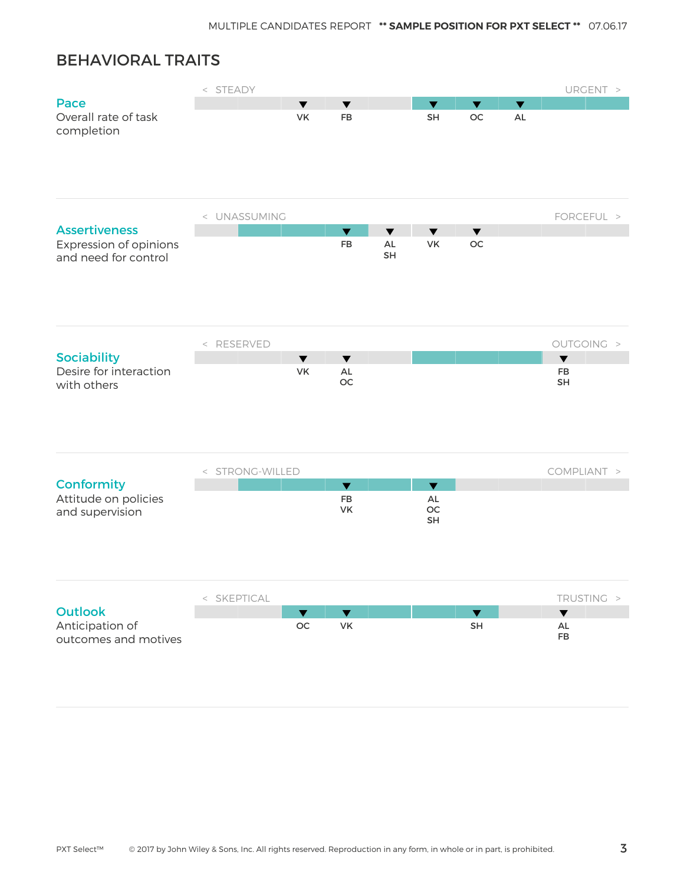## BEHAVIORAL TRAITS

**Pace**
Overall rate of task completion

< STEADY — URGENT >

VK, FB, SH, OC, AL

**Assertiveness**
Expression of opinions and need for control

< UNASSUMING — FORCEFUL >

FB, AL SH, VK, OC

**Sociability**
Desire for interaction with others

< RESERVED — OUTGOING >

VK, AL OC, FB SH

**Conformity**
Attitude on policies and supervision

< STRONG-WILLED — COMPLIANT >

FB VK, AL OC SH

**Outlook**
Anticipation of outcomes and motives

< SKEPTICAL — TRUSTING >

OC, VK, SH, AL FB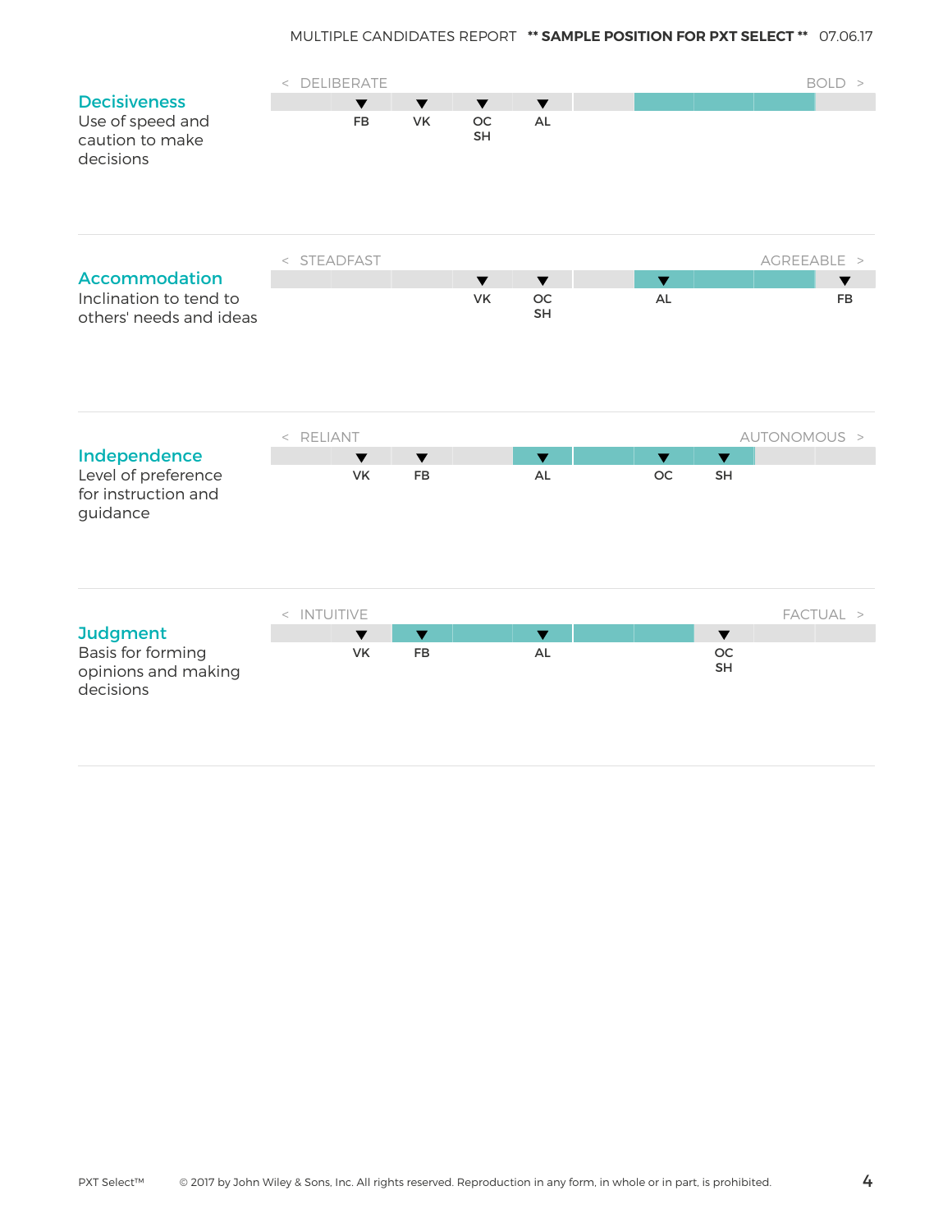## Decisiveness

Use of speed and caution to make decisions

< DELIBERATE — BOLD >

| 1 | 2 | 3 | 4 | 5 | 6 | 7 | 8 | 9 | 10 |
|---|---|---|---|---|---|---|---|---|---|
| | FB | VK | OC SH | AL | | | | | |

## Accommodation

Inclination to tend to others' needs and ideas

< STEADFAST — AGREEABLE >

| 1 | 2 | 3 | 4 | 5 | 6 | 7 | 8 | 9 | 10 |
|---|---|---|---|---|---|---|---|---|---|
| | | | VK | OC SH | | AL | | | FB |

## Independence

Level of preference for instruction and guidance

< RELIANT — AUTONOMOUS >

| 1 | 2 | 3 | 4 | 5 | 6 | 7 | 8 | 9 | 10 |
|---|---|---|---|---|---|---|---|---|---|
| | VK | FB | | AL | | OC | SH | | |

## Judgment

Basis for forming opinions and making decisions

< INTUITIVE — FACTUAL >

| 1 | 2 | 3 | 4 | 5 | 6 | 7 | 8 | 9 | 10 |
|---|---|---|---|---|---|---|---|---|---|
| | VK | FB | | AL | | | OC SH | | |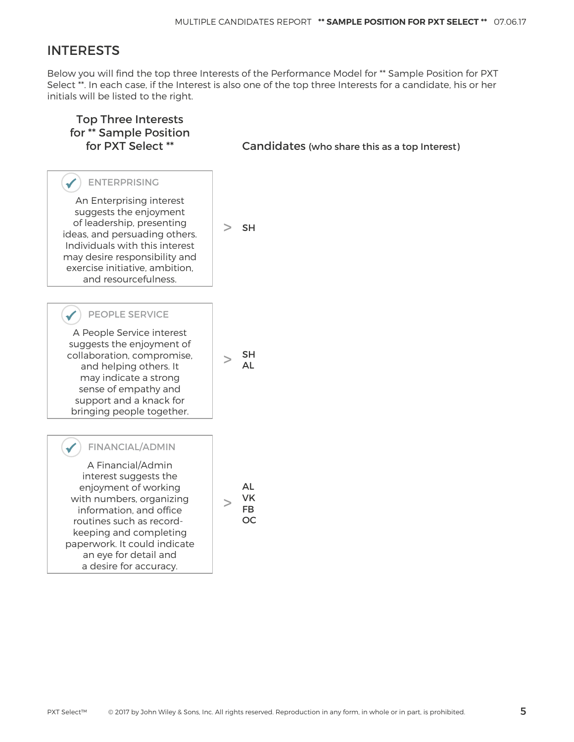## INTERESTS

Below you will find the top three Interests of the Performance Model for ** Sample Position for PXT Select **. In each case, if the Interest is also one of the top three Interests for a candidate, his or her initials will be listed to the right.

| Top Three Interests for ** Sample Position for PXT Select ** | Candidates (who share this as a top Interest) |
|---|---|
| **ENTERPRISING**<br>An Enterprising interest suggests the enjoyment of leadership, presenting ideas, and persuading others. Individuals with this interest may desire responsibility and exercise initiative, ambition, and resourcefulness. | SH |
| **PEOPLE SERVICE**<br>A People Service interest suggests the enjoyment of collaboration, compromise, and helping others. It may indicate a strong sense of empathy and support and a knack for bringing people together. | SH<br>AL |
| **FINANCIAL/ADMIN**<br>A Financial/Admin interest suggests the enjoyment of working with numbers, organizing information, and office routines such as record-keeping and completing paperwork. It could indicate an eye for detail and a desire for accuracy. | AL<br>VK<br>FB<br>OC |